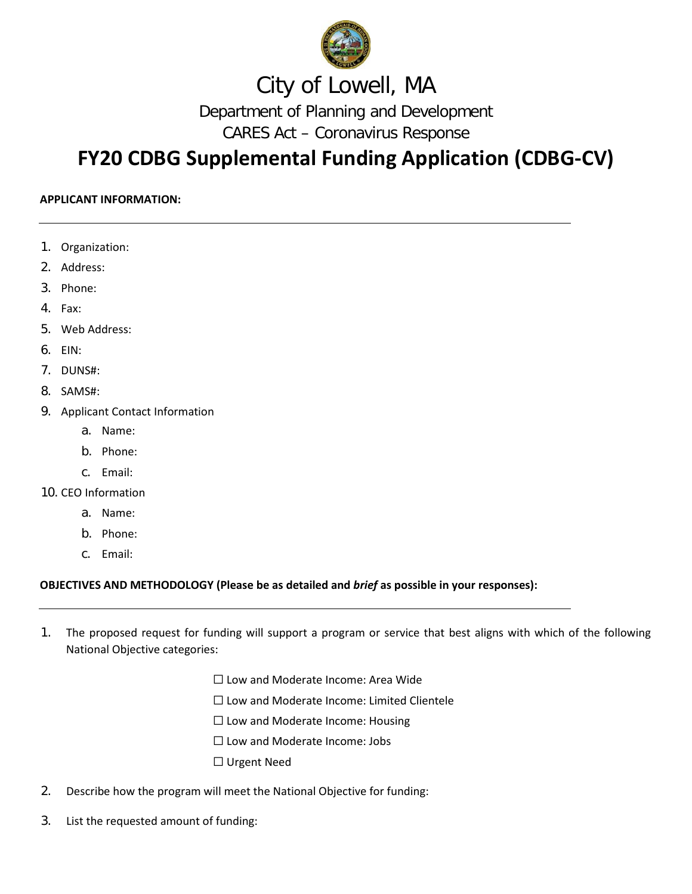# City of Lowell, MA

Department of Planning and Development

CARES Act – Coronavirus Response

## FY20 CDBG Supplemental Funding Application (CDBG-CV)

**APPLICANT INFORMATION:**

1. Organization:
2. Address:
3. Phone:
4. Fax:
5. Web Address:
6. EIN:
7. DUNS#:
8. SAMS#:
9. Applicant Contact Information
   a. Name:
   b. Phone:
   c. Email:
10. CEO Information
    a. Name:
    b. Phone:
    c. Email:

**OBJECTIVES AND METHODOLOGY (Please be as detailed and *brief* as possible in your responses):**

1. The proposed request for funding will support a program or service that best aligns with which of the following National Objective categories:

   ☐ Low and Moderate Income: Area Wide

   ☐ Low and Moderate Income: Limited Clientele

   ☐ Low and Moderate Income: Housing

   ☐ Low and Moderate Income: Jobs

   ☐ Urgent Need

2. Describe how the program will meet the National Objective for funding:

3. List the requested amount of funding: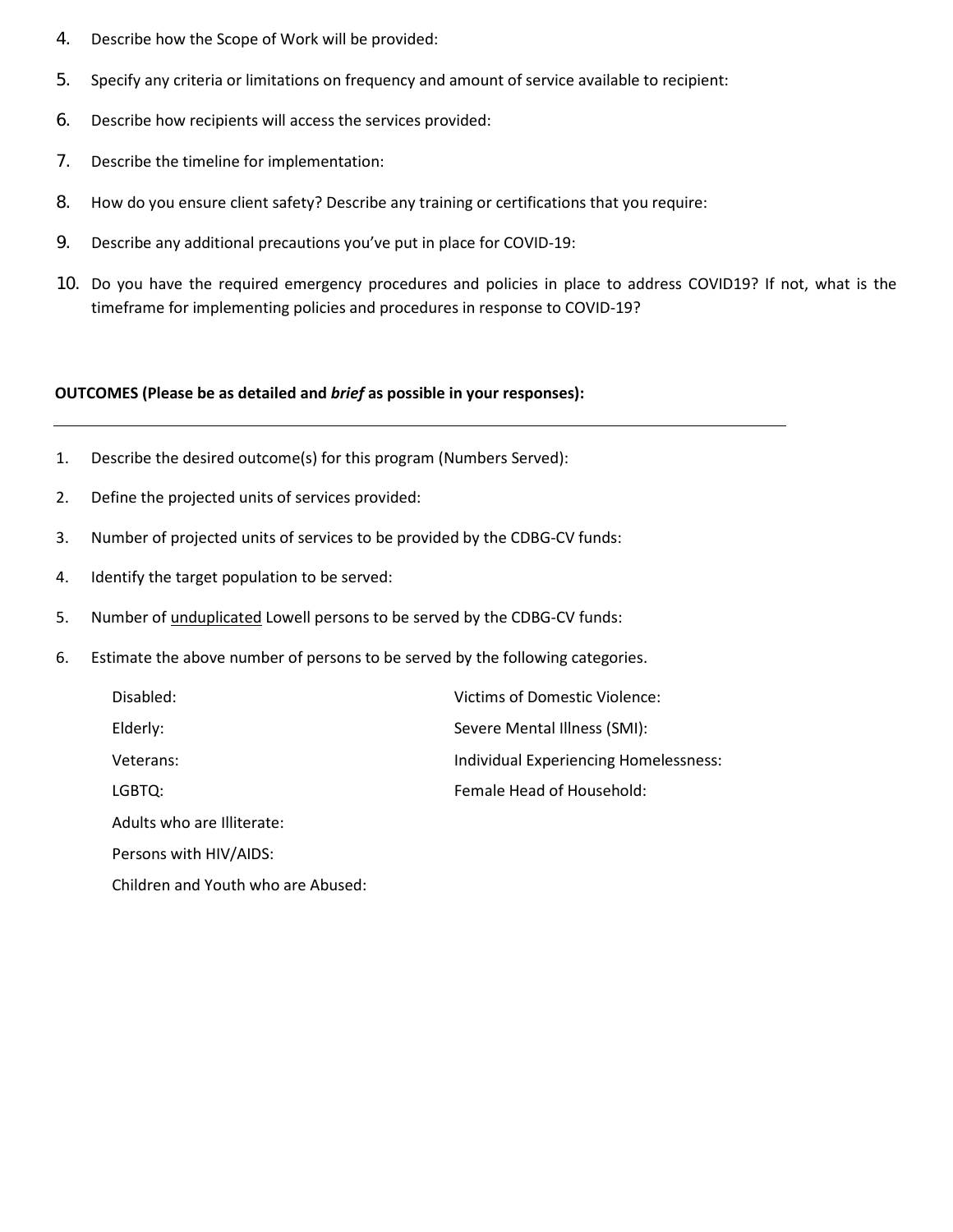4. Describe how the Scope of Work will be provided:
5. Specify any criteria or limitations on frequency and amount of service available to recipient:
6. Describe how recipients will access the services provided:
7. Describe the timeline for implementation:
8. How do you ensure client safety? Describe any training or certifications that you require:
9. Describe any additional precautions you've put in place for COVID-19:
10. Do you have the required emergency procedures and policies in place to address COVID19? If not, what is the timeframe for implementing policies and procedures in response to COVID-19?

**OUTCOMES (Please be as detailed and *brief* as possible in your responses):**

---

1. Describe the desired outcome(s) for this program (Numbers Served):
2. Define the projected units of services provided:
3. Number of projected units of services to be provided by the CDBG-CV funds:
4. Identify the target population to be served:
5. Number of <u>unduplicated</u> Lowell persons to be served by the CDBG-CV funds:
6. Estimate the above number of persons to be served by the following categories.

   Disabled:

   Elderly:

   Veterans:

   LGBTQ:

   Adults who are Illiterate:

   Persons with HIV/AIDS:

   Children and Youth who are Abused:

   Victims of Domestic Violence:

   Severe Mental Illness (SMI):

   Individual Experiencing Homelessness:

   Female Head of Household: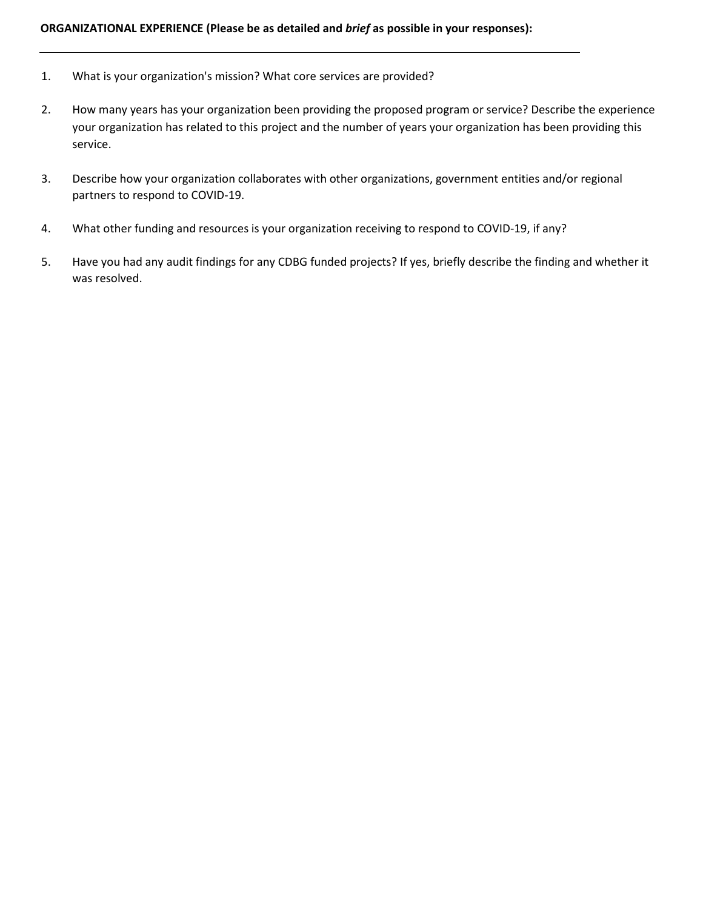**ORGANIZATIONAL EXPERIENCE (Please be as detailed and *brief* as possible in your responses):**

---

1. What is your organization's mission? What core services are provided?

2. How many years has your organization been providing the proposed program or service? Describe the experience your organization has related to this project and the number of years your organization has been providing this service.

3. Describe how your organization collaborates with other organizations, government entities and/or regional partners to respond to COVID-19.

4. What other funding and resources is your organization receiving to respond to COVID-19, if any?

5. Have you had any audit findings for any CDBG funded projects? If yes, briefly describe the finding and whether it was resolved.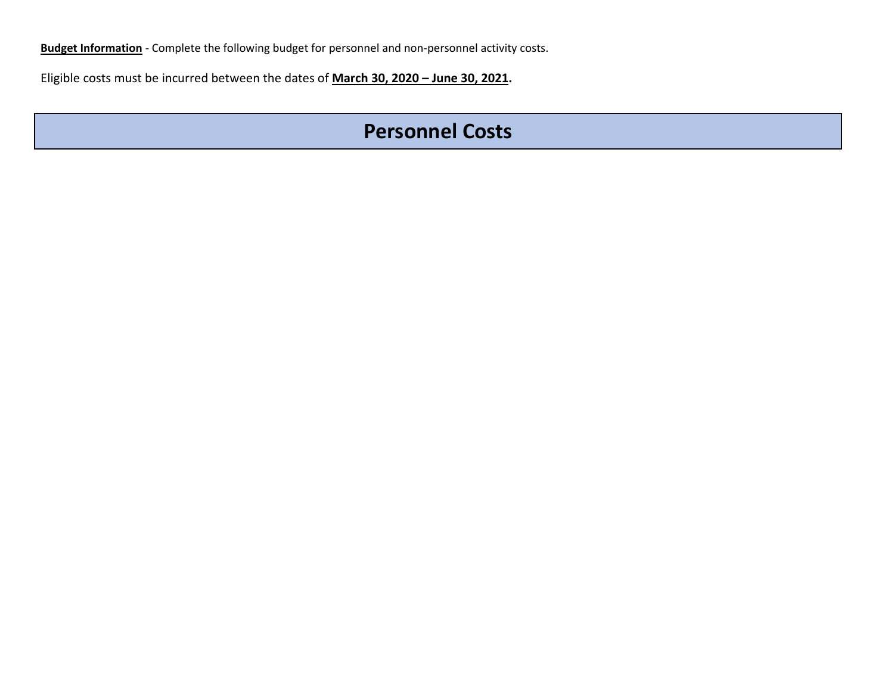**Budget Information** - Complete the following budget for personnel and non-personnel activity costs.

Eligible costs must be incurred between the dates of **March 30, 2020 – June 30, 2021.**

## Personnel Costs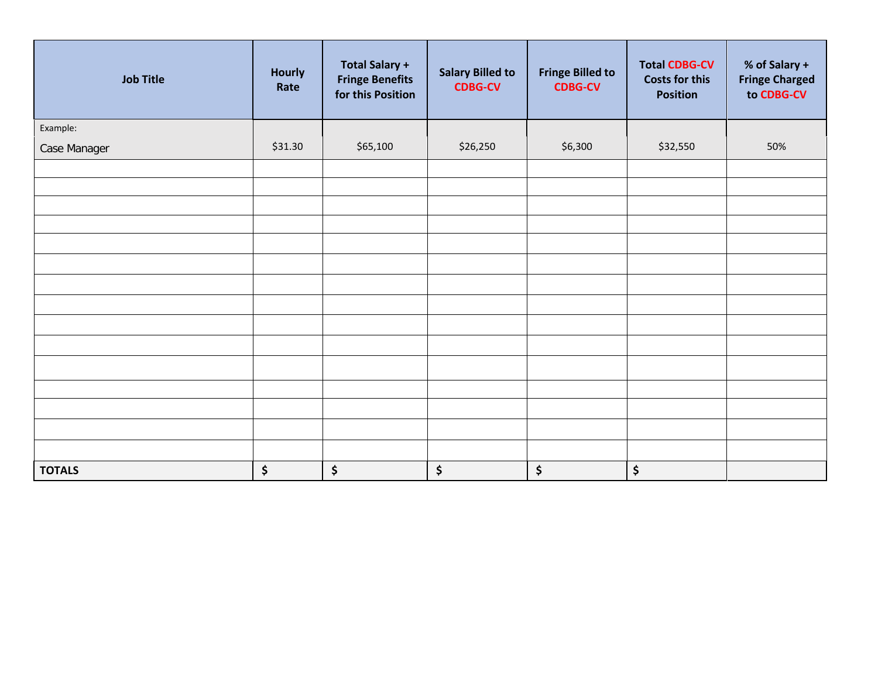| Job Title | Hourly Rate | Total Salary + Fringe Benefits for this Position | Salary Billed to CDBG-CV | Fringe Billed to CDBG-CV | Total CDBG-CV Costs for this Position | % of Salary + Fringe Charged to CDBG-CV |
|---|---|---|---|---|---|---|
| Example: Case Manager | $31.30 | $65,100 | $26,250 | $6,300 | $32,550 | 50% |
| | | | | | | |
| | | | | | | |
| | | | | | | |
| | | | | | | |
| | | | | | | |
| | | | | | | |
| | | | | | | |
| | | | | | | |
| | | | | | | |
| | | | | | | |
| | | | | | | |
| | | | | | | |
| | | | | | | |
| | | | | | | |
| | | | | | | |
| **TOTALS** | **$** | **$** | **$** | **$** | **$** | |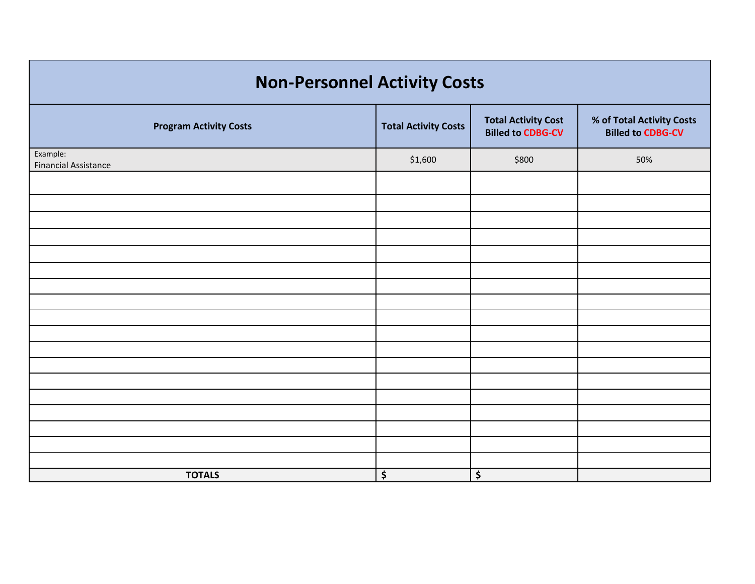# Non-Personnel Activity Costs

| Program Activity Costs | Total Activity Costs | Total Activity Cost Billed to CDBG-CV | % of Total Activity Costs Billed to CDBG-CV |
|---|---|---|---|
| Example: Financial Assistance | $1,600 | $800 | 50% |
| | | | |
| | | | |
| | | | |
| | | | |
| | | | |
| | | | |
| | | | |
| | | | |
| | | | |
| | | | |
| | | | |
| | | | |
| | | | |
| | | | |
| | | | |
| | | | |
| | | | |
| | | | |
| **TOTALS** | **$** | **$** | |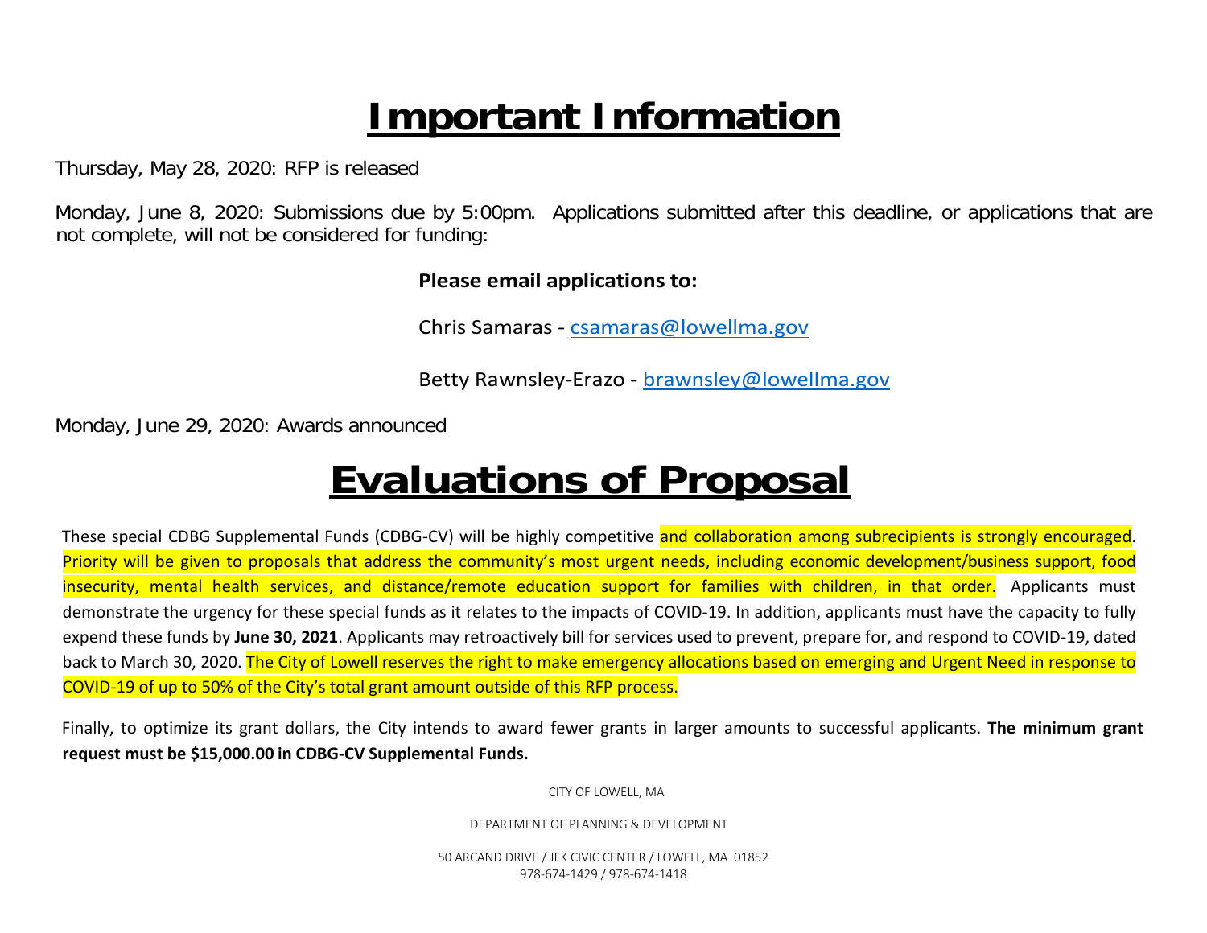# Important Information

Thursday, May 28, 2020: RFP is released

Monday, June 8, 2020: Submissions due by 5:00pm. Applications submitted after this deadline, or applications that are not complete, will not be considered for funding:

**Please email applications to:**

Chris Samaras - csamaras@lowellma.gov

Betty Rawnsley-Erazo - brawnsley@lowellma.gov

Monday, June 29, 2020: Awards announced

# Evaluations of Proposal

These special CDBG Supplemental Funds (CDBG-CV) will be highly competitive and collaboration among subrecipients is strongly encouraged. Priority will be given to proposals that address the community's most urgent needs, including economic development/business support, food insecurity, mental health services, and distance/remote education support for families with children, in that order. Applicants must demonstrate the urgency for these special funds as it relates to the impacts of COVID-19. In addition, applicants must have the capacity to fully expend these funds by **June 30, 2021**. Applicants may retroactively bill for services used to prevent, prepare for, and respond to COVID-19, dated back to March 30, 2020. The City of Lowell reserves the right to make emergency allocations based on emerging and Urgent Need in response to COVID-19 of up to 50% of the City's total grant amount outside of this RFP process.

Finally, to optimize its grant dollars, the City intends to award fewer grants in larger amounts to successful applicants. **The minimum grant request must be $15,000.00 in CDBG-CV Supplemental Funds.**

CITY OF LOWELL, MA

DEPARTMENT OF PLANNING & DEVELOPMENT

50 ARCAND DRIVE / JFK CIVIC CENTER / LOWELL, MA 01852
978-674-1429 / 978-674-1418